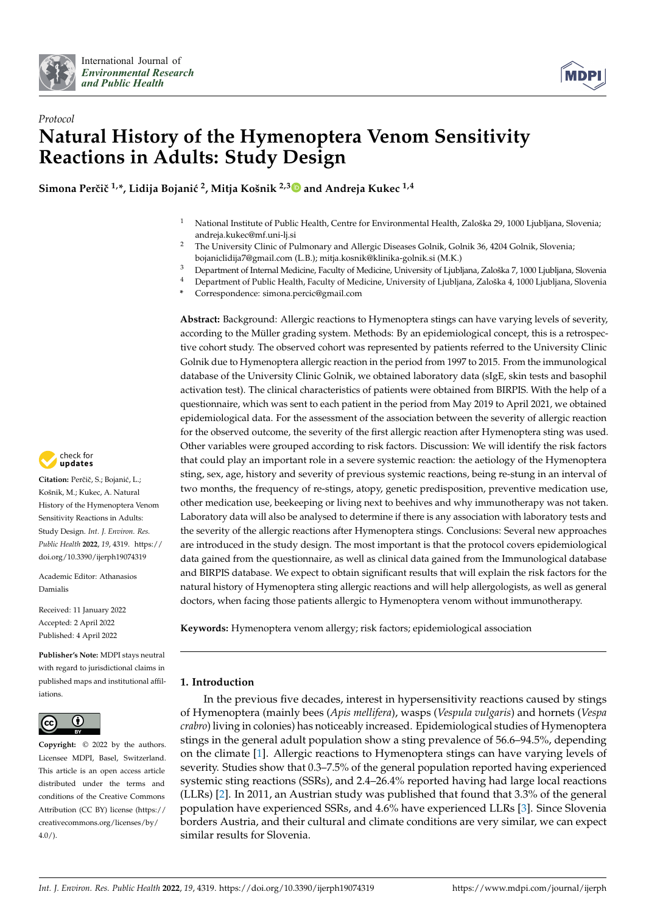*Protocol*

# Natural History of the Hymenoptera Venom Sensitivity Reactions in Adults: Study Design

**Simona Perčič [1,*], Lidija Bojanić [2], Mitja Košnik [2,3] and Andreja Kukec [1,4]**

[1] National Institute of Public Health, Centre for Environmental Health, Zaloška 29, 1000 Ljubljana, Slovenia; andreja.kukec@mf.uni-lj.si

[2] The University Clinic of Pulmonary and Allergic Diseases Golnik, Golnik 36, 4204 Golnik, Slovenia; bojaniclidija7@gmail.com (L.B.); mitja.kosnik@klinika-golnik.si (M.K.)

[3] Department of Internal Medicine, Faculty of Medicine, University of Ljubljana, Zaloška 7, 1000 Ljubljana, Slovenia

[4] Department of Public Health, Faculty of Medicine, University of Ljubljana, Zaloška 4, 1000 Ljubljana, Slovenia

\* Correspondence: simona.percic@gmail.com

**Abstract:** Background: Allergic reactions to Hymenoptera stings can have varying levels of severity, according to the Müller grading system. Methods: By an epidemiological concept, this is a retrospective cohort study. The observed cohort was represented by patients referred to the University Clinic Golnik due to Hymenoptera allergic reaction in the period from 1997 to 2015. From the immunological database of the University Clinic Golnik, we obtained laboratory data (sIgE, skin tests and basophil activation test). The clinical characteristics of patients were obtained from BIRPIS. With the help of a questionnaire, which was sent to each patient in the period from May 2019 to April 2021, we obtained epidemiological data. For the assessment of the association between the severity of allergic reaction for the observed outcome, the severity of the first allergic reaction after Hymenoptera sting was used. Other variables were grouped according to risk factors. Discussion: We will identify the risk factors that could play an important role in a severe systemic reaction: the aetiology of the Hymenoptera sting, sex, age, history and severity of previous systemic reactions, being re-stung in an interval of two months, the frequency of re-stings, atopy, genetic predisposition, preventive medication use, other medication use, beekeeping or living next to beehives and why immunotherapy was not taken. Laboratory data will also be analysed to determine if there is any association with laboratory tests and the severity of the allergic reactions after Hymenoptera stings. Conclusions: Several new approaches are introduced in the study design. The most important is that the protocol covers epidemiological data gained from the questionnaire, as well as clinical data gained from the Immunological database and BIRPIS database. We expect to obtain significant results that will explain the risk factors for the natural history of Hymenoptera sting allergic reactions and will help allergologists, as well as general doctors, when facing those patients allergic to Hymenoptera venom without immunotherapy.

**Keywords:** Hymenoptera venom allergy; risk factors; epidemiological association

**Citation:** Perčič, S.; Bojanić, L.; Košnik, M.; Kukec, A. Natural History of the Hymenoptera Venom Sensitivity Reactions in Adults: Study Design. *Int. J. Environ. Res. Public Health* **2022**, *19*, 4319. https://doi.org/10.3390/ijerph19074319

Academic Editor: Athanasios Damialis

Received: 11 January 2022
Accepted: 2 April 2022
Published: 4 April 2022

**Publisher's Note:** MDPI stays neutral with regard to jurisdictional claims in published maps and institutional affiliations.

**Copyright:** © 2022 by the authors. Licensee MDPI, Basel, Switzerland. This article is an open access article distributed under the terms and conditions of the Creative Commons Attribution (CC BY) license (https://creativecommons.org/licenses/by/4.0/).

## 1. Introduction

In the previous five decades, interest in hypersensitivity reactions caused by stings of Hymenoptera (mainly bees (*Apis mellifera*), wasps (*Vespula vulgaris*) and hornets (*Vespa crabro*) living in colonies) has noticeably increased. Epidemiological studies of Hymenoptera stings in the general adult population show a sting prevalence of 56.6–94.5%, depending on the climate [1]. Allergic reactions to Hymenoptera stings can have varying levels of severity. Studies show that 0.3–7.5% of the general population reported having experienced systemic sting reactions (SSRs), and 2.4–26.4% reported having had large local reactions (LLRs) [2]. In 2011, an Austrian study was published that found that 3.3% of the general population have experienced SSRs, and 4.6% have experienced LLRs [3]. Since Slovenia borders Austria, and their cultural and climate conditions are very similar, we can expect similar results for Slovenia.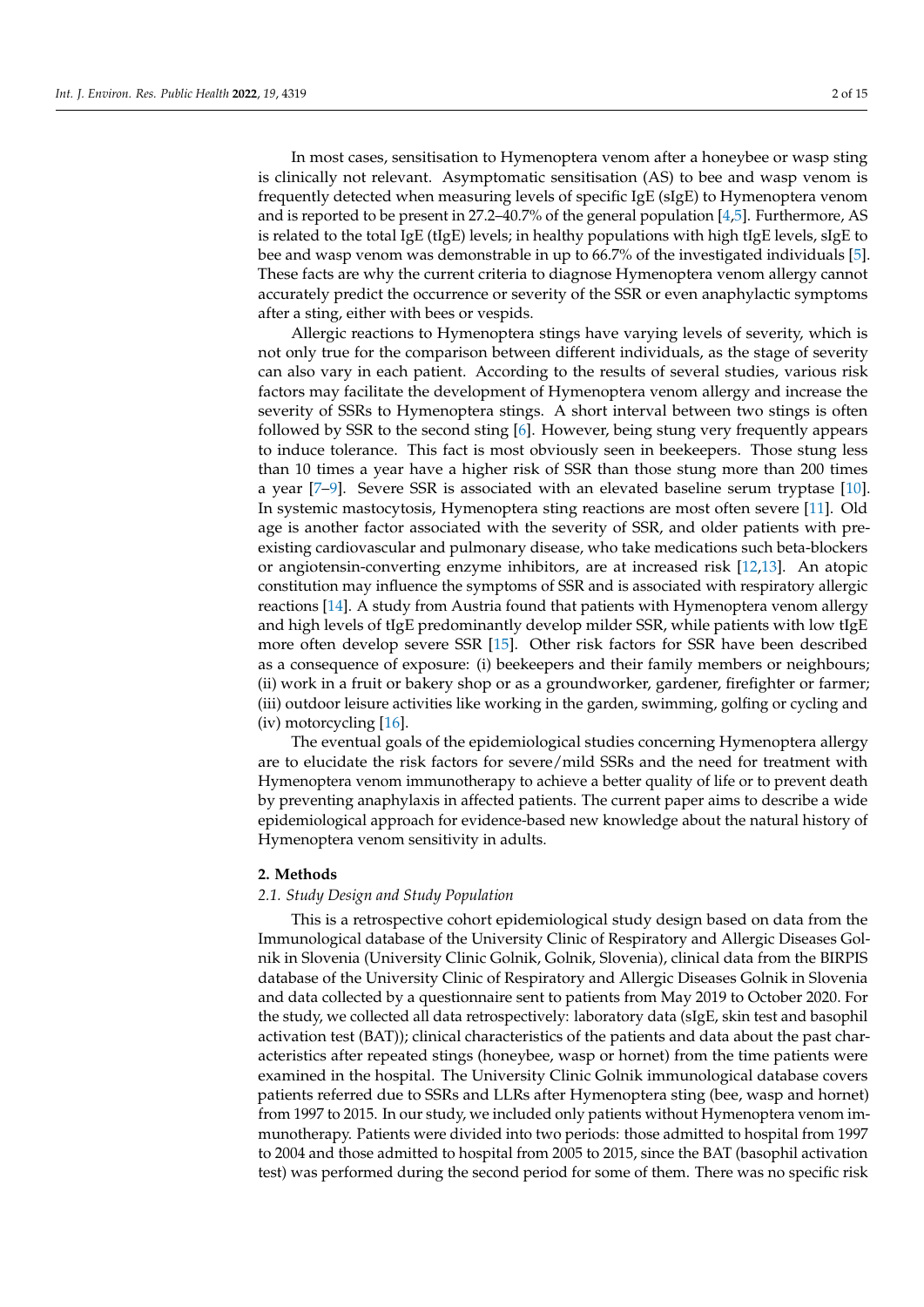In most cases, sensitisation to Hymenoptera venom after a honeybee or wasp sting is clinically not relevant. Asymptomatic sensitisation (AS) to bee and wasp venom is frequently detected when measuring levels of specific IgE (sIgE) to Hymenoptera venom and is reported to be present in 27.2–40.7% of the general population [4,5]. Furthermore, AS is related to the total IgE (tIgE) levels; in healthy populations with high tIgE levels, sIgE to bee and wasp venom was demonstrable in up to 66.7% of the investigated individuals [5]. These facts are why the current criteria to diagnose Hymenoptera venom allergy cannot accurately predict the occurrence or severity of the SSR or even anaphylactic symptoms after a sting, either with bees or vespids.

Allergic reactions to Hymenoptera stings have varying levels of severity, which is not only true for the comparison between different individuals, as the stage of severity can also vary in each patient. According to the results of several studies, various risk factors may facilitate the development of Hymenoptera venom allergy and increase the severity of SSRs to Hymenoptera stings. A short interval between two stings is often followed by SSR to the second sting [6]. However, being stung very frequently appears to induce tolerance. This fact is most obviously seen in beekeepers. Those stung less than 10 times a year have a higher risk of SSR than those stung more than 200 times a year [7–9]. Severe SSR is associated with an elevated baseline serum tryptase [10]. In systemic mastocytosis, Hymenoptera sting reactions are most often severe [11]. Old age is another factor associated with the severity of SSR, and older patients with pre-existing cardiovascular and pulmonary disease, who take medications such beta-blockers or angiotensin-converting enzyme inhibitors, are at increased risk [12,13]. An atopic constitution may influence the symptoms of SSR and is associated with respiratory allergic reactions [14]. A study from Austria found that patients with Hymenoptera venom allergy and high levels of tIgE predominantly develop milder SSR, while patients with low tIgE more often develop severe SSR [15]. Other risk factors for SSR have been described as a consequence of exposure: (i) beekeepers and their family members or neighbours; (ii) work in a fruit or bakery shop or as a groundworker, gardener, firefighter or farmer; (iii) outdoor leisure activities like working in the garden, swimming, golfing or cycling and (iv) motorcycling [16].

The eventual goals of the epidemiological studies concerning Hymenoptera allergy are to elucidate the risk factors for severe/mild SSRs and the need for treatment with Hymenoptera venom immunotherapy to achieve a better quality of life or to prevent death by preventing anaphylaxis in affected patients. The current paper aims to describe a wide epidemiological approach for evidence-based new knowledge about the natural history of Hymenoptera venom sensitivity in adults.

## 2. Methods

### 2.1. Study Design and Study Population

This is a retrospective cohort epidemiological study design based on data from the Immunological database of the University Clinic of Respiratory and Allergic Diseases Golnik in Slovenia (University Clinic Golnik, Golnik, Slovenia), clinical data from the BIRPIS database of the University Clinic of Respiratory and Allergic Diseases Golnik in Slovenia and data collected by a questionnaire sent to patients from May 2019 to October 2020. For the study, we collected all data retrospectively: laboratory data (sIgE, skin test and basophil activation test (BAT)); clinical characteristics of the patients and data about the past characteristics after repeated stings (honeybee, wasp or hornet) from the time patients were examined in the hospital. The University Clinic Golnik immunological database covers patients referred due to SSRs and LLRs after Hymenoptera sting (bee, wasp and hornet) from 1997 to 2015. In our study, we included only patients without Hymenoptera venom immunotherapy. Patients were divided into two periods: those admitted to hospital from 1997 to 2004 and those admitted to hospital from 2005 to 2015, since the BAT (basophil activation test) was performed during the second period for some of them. There was no specific risk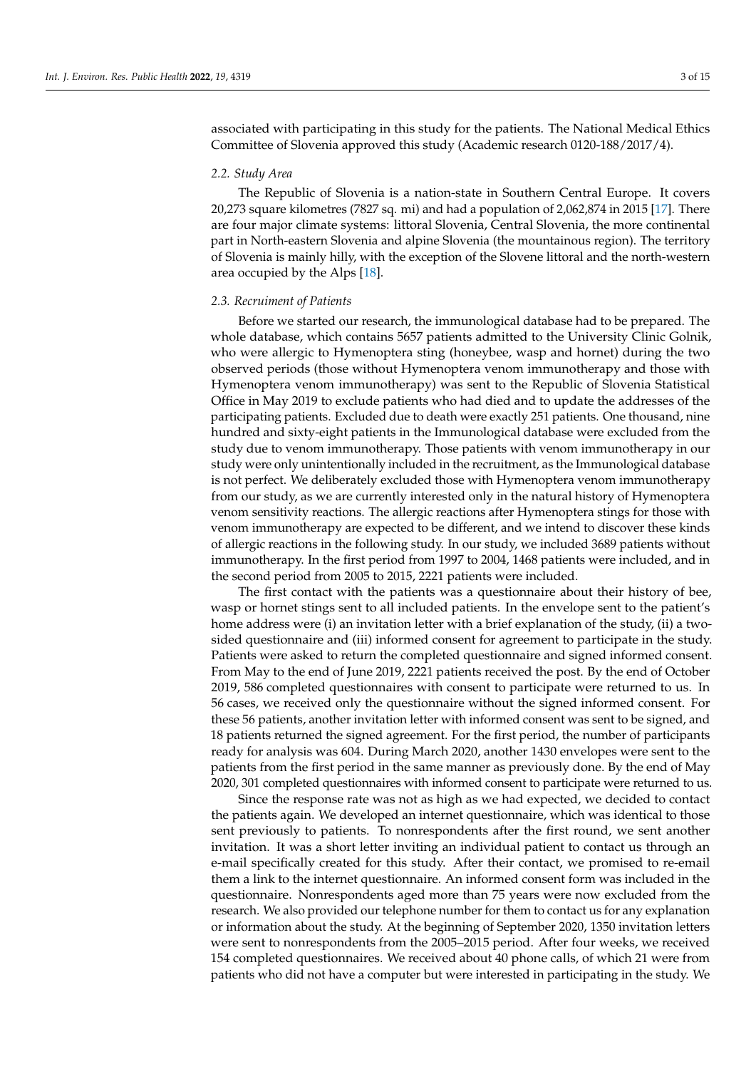associated with participating in this study for the patients. The National Medical Ethics Committee of Slovenia approved this study (Academic research 0120-188/2017/4).

### 2.2. Study Area

The Republic of Slovenia is a nation-state in Southern Central Europe. It covers 20,273 square kilometres (7827 sq. mi) and had a population of 2,062,874 in 2015 [17]. There are four major climate systems: littoral Slovenia, Central Slovenia, the more continental part in North-eastern Slovenia and alpine Slovenia (the mountainous region). The territory of Slovenia is mainly hilly, with the exception of the Slovene littoral and the north-western area occupied by the Alps [18].

### 2.3. Recruiment of Patients

Before we started our research, the immunological database had to be prepared. The whole database, which contains 5657 patients admitted to the University Clinic Golnik, who were allergic to Hymenoptera sting (honeybee, wasp and hornet) during the two observed periods (those without Hymenoptera venom immunotherapy and those with Hymenoptera venom immunotherapy) was sent to the Republic of Slovenia Statistical Office in May 2019 to exclude patients who had died and to update the addresses of the participating patients. Excluded due to death were exactly 251 patients. One thousand, nine hundred and sixty-eight patients in the Immunological database were excluded from the study due to venom immunotherapy. Those patients with venom immunotherapy in our study were only unintentionally included in the recruitment, as the Immunological database is not perfect. We deliberately excluded those with Hymenoptera venom immunotherapy from our study, as we are currently interested only in the natural history of Hymenoptera venom sensitivity reactions. The allergic reactions after Hymenoptera stings for those with venom immunotherapy are expected to be different, and we intend to discover these kinds of allergic reactions in the following study. In our study, we included 3689 patients without immunotherapy. In the first period from 1997 to 2004, 1468 patients were included, and in the second period from 2005 to 2015, 2221 patients were included.

The first contact with the patients was a questionnaire about their history of bee, wasp or hornet stings sent to all included patients. In the envelope sent to the patient's home address were (i) an invitation letter with a brief explanation of the study, (ii) a two-sided questionnaire and (iii) informed consent for agreement to participate in the study. Patients were asked to return the completed questionnaire and signed informed consent. From May to the end of June 2019, 2221 patients received the post. By the end of October 2019, 586 completed questionnaires with consent to participate were returned to us. In 56 cases, we received only the questionnaire without the signed informed consent. For these 56 patients, another invitation letter with informed consent was sent to be signed, and 18 patients returned the signed agreement. For the first period, the number of participants ready for analysis was 604. During March 2020, another 1430 envelopes were sent to the patients from the first period in the same manner as previously done. By the end of May 2020, 301 completed questionnaires with informed consent to participate were returned to us.

Since the response rate was not as high as we had expected, we decided to contact the patients again. We developed an internet questionnaire, which was identical to those sent previously to patients. To nonrespondents after the first round, we sent another invitation. It was a short letter inviting an individual patient to contact us through an e-mail specifically created for this study. After their contact, we promised to re-email them a link to the internet questionnaire. An informed consent form was included in the questionnaire. Nonrespondents aged more than 75 years were now excluded from the research. We also provided our telephone number for them to contact us for any explanation or information about the study. At the beginning of September 2020, 1350 invitation letters were sent to nonrespondents from the 2005–2015 period. After four weeks, we received 154 completed questionnaires. We received about 40 phone calls, of which 21 were from patients who did not have a computer but were interested in participating in the study. We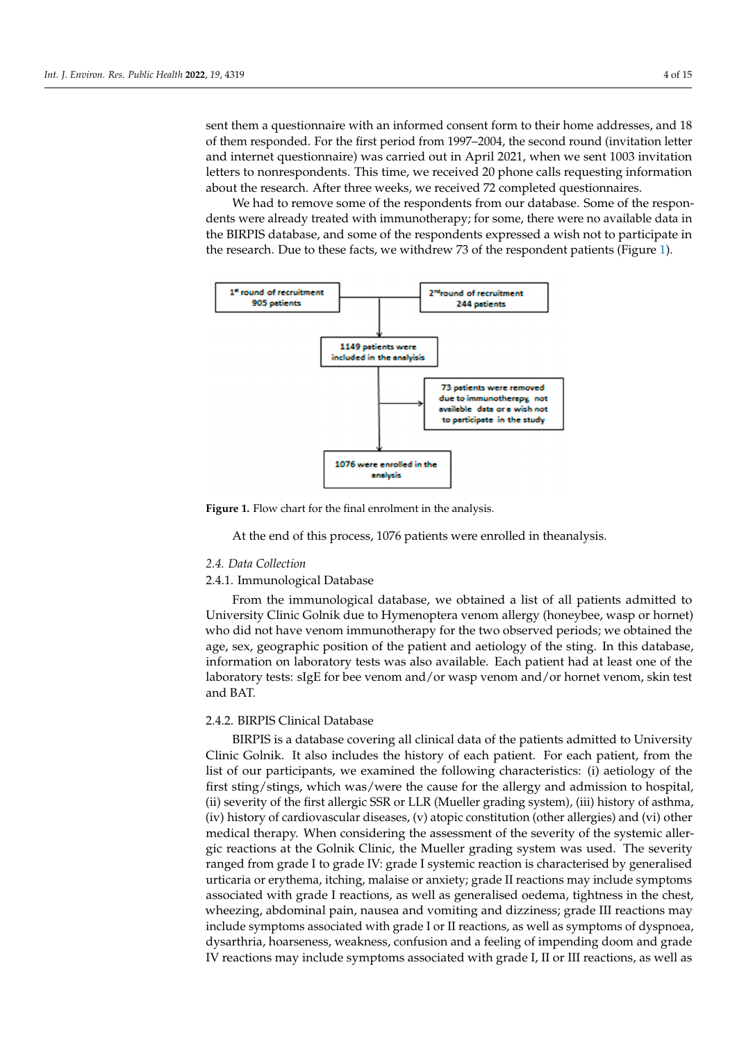sent them a questionnaire with an informed consent form to their home addresses, and 18 of them responded. For the first period from 1997–2004, the second round (invitation letter and internet questionnaire) was carried out in April 2021, when we sent 1003 invitation letters to nonrespondents. This time, we received 20 phone calls requesting information about the research. After three weeks, we received 72 completed questionnaires.

We had to remove some of the respondents from our database. Some of the respondents were already treated with immunotherapy; for some, there were no available data in the BIRPIS database, and some of the respondents expressed a wish not to participate in the research. Due to these facts, we withdrew 73 of the respondent patients (Figure 1).

**Figure 1.** Flow chart for the final enrolment in the analysis.

At the end of this process, 1076 patients were enrolled in theanalysis.

### *2.4. Data Collection*

#### 2.4.1. Immunological Database

From the immunological database, we obtained a list of all patients admitted to University Clinic Golnik due to Hymenoptera venom allergy (honeybee, wasp or hornet) who did not have venom immunotherapy for the two observed periods; we obtained the age, sex, geographic position of the patient and aetiology of the sting. In this database, information on laboratory tests was also available. Each patient had at least one of the laboratory tests: sIgE for bee venom and/or wasp venom and/or hornet venom, skin test and BAT.

#### 2.4.2. BIRPIS Clinical Database

BIRPIS is a database covering all clinical data of the patients admitted to University Clinic Golnik. It also includes the history of each patient. For each patient, from the list of our participants, we examined the following characteristics: (i) aetiology of the first sting/stings, which was/were the cause for the allergy and admission to hospital, (ii) severity of the first allergic SSR or LLR (Mueller grading system), (iii) history of asthma, (iv) history of cardiovascular diseases, (v) atopic constitution (other allergies) and (vi) other medical therapy. When considering the assessment of the severity of the systemic allergic reactions at the Golnik Clinic, the Mueller grading system was used. The severity ranged from grade I to grade IV: grade I systemic reaction is characterised by generalised urticaria or erythema, itching, malaise or anxiety; grade II reactions may include symptoms associated with grade I reactions, as well as generalised oedema, tightness in the chest, wheezing, abdominal pain, nausea and vomiting and dizziness; grade III reactions may include symptoms associated with grade I or II reactions, as well as symptoms of dyspnoea, dysarthria, hoarseness, weakness, confusion and a feeling of impending doom and grade IV reactions may include symptoms associated with grade I, II or III reactions, as well as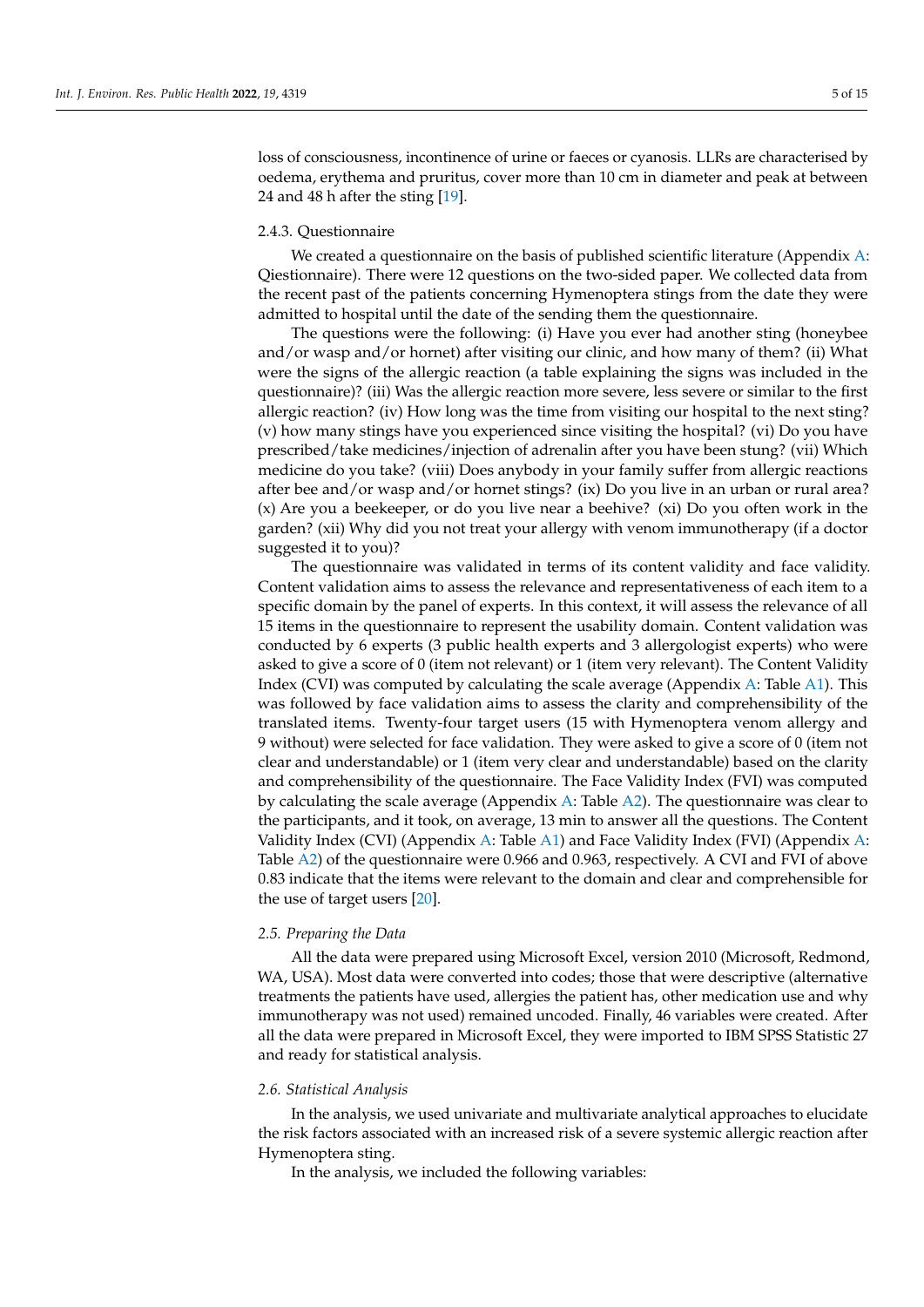loss of consciousness, incontinence of urine or faeces or cyanosis. LLRs are characterised by oedema, erythema and pruritus, cover more than 10 cm in diameter and peak at between 24 and 48 h after the sting [19].

#### 2.4.3. Questionnaire

We created a questionnaire on the basis of published scientific literature (Appendix A: Qiestionnaire). There were 12 questions on the two-sided paper. We collected data from the recent past of the patients concerning Hymenoptera stings from the date they were admitted to hospital until the date of the sending them the questionnaire.

The questions were the following: (i) Have you ever had another sting (honeybee and/or wasp and/or hornet) after visiting our clinic, and how many of them? (ii) What were the signs of the allergic reaction (a table explaining the signs was included in the questionnaire)? (iii) Was the allergic reaction more severe, less severe or similar to the first allergic reaction? (iv) How long was the time from visiting our hospital to the next sting? (v) how many stings have you experienced since visiting the hospital? (vi) Do you have prescribed/take medicines/injection of adrenalin after you have been stung? (vii) Which medicine do you take? (viii) Does anybody in your family suffer from allergic reactions after bee and/or wasp and/or hornet stings? (ix) Do you live in an urban or rural area? (x) Are you a beekeeper, or do you live near a beehive? (xi) Do you often work in the garden? (xii) Why did you not treat your allergy with venom immunotherapy (if a doctor suggested it to you)?

The questionnaire was validated in terms of its content validity and face validity. Content validation aims to assess the relevance and representativeness of each item to a specific domain by the panel of experts. In this context, it will assess the relevance of all 15 items in the questionnaire to represent the usability domain. Content validation was conducted by 6 experts (3 public health experts and 3 allergologist experts) who were asked to give a score of 0 (item not relevant) or 1 (item very relevant). The Content Validity Index (CVI) was computed by calculating the scale average (Appendix A: Table A1). This was followed by face validation aims to assess the clarity and comprehensibility of the translated items. Twenty-four target users (15 with Hymenoptera venom allergy and 9 without) were selected for face validation. They were asked to give a score of 0 (item not clear and understandable) or 1 (item very clear and understandable) based on the clarity and comprehensibility of the questionnaire. The Face Validity Index (FVI) was computed by calculating the scale average (Appendix A: Table A2). The questionnaire was clear to the participants, and it took, on average, 13 min to answer all the questions. The Content Validity Index (CVI) (Appendix A: Table A1) and Face Validity Index (FVI) (Appendix A: Table A2) of the questionnaire were 0.966 and 0.963, respectively. A CVI and FVI of above 0.83 indicate that the items were relevant to the domain and clear and comprehensible for the use of target users [20].

### *2.5. Preparing the Data*

All the data were prepared using Microsoft Excel, version 2010 (Microsoft, Redmond, WA, USA). Most data were converted into codes; those that were descriptive (alternative treatments the patients have used, allergies the patient has, other medication use and why immunotherapy was not used) remained uncoded. Finally, 46 variables were created. After all the data were prepared in Microsoft Excel, they were imported to IBM SPSS Statistic 27 and ready for statistical analysis.

### *2.6. Statistical Analysis*

In the analysis, we used univariate and multivariate analytical approaches to elucidate the risk factors associated with an increased risk of a severe systemic allergic reaction after Hymenoptera sting.

In the analysis, we included the following variables: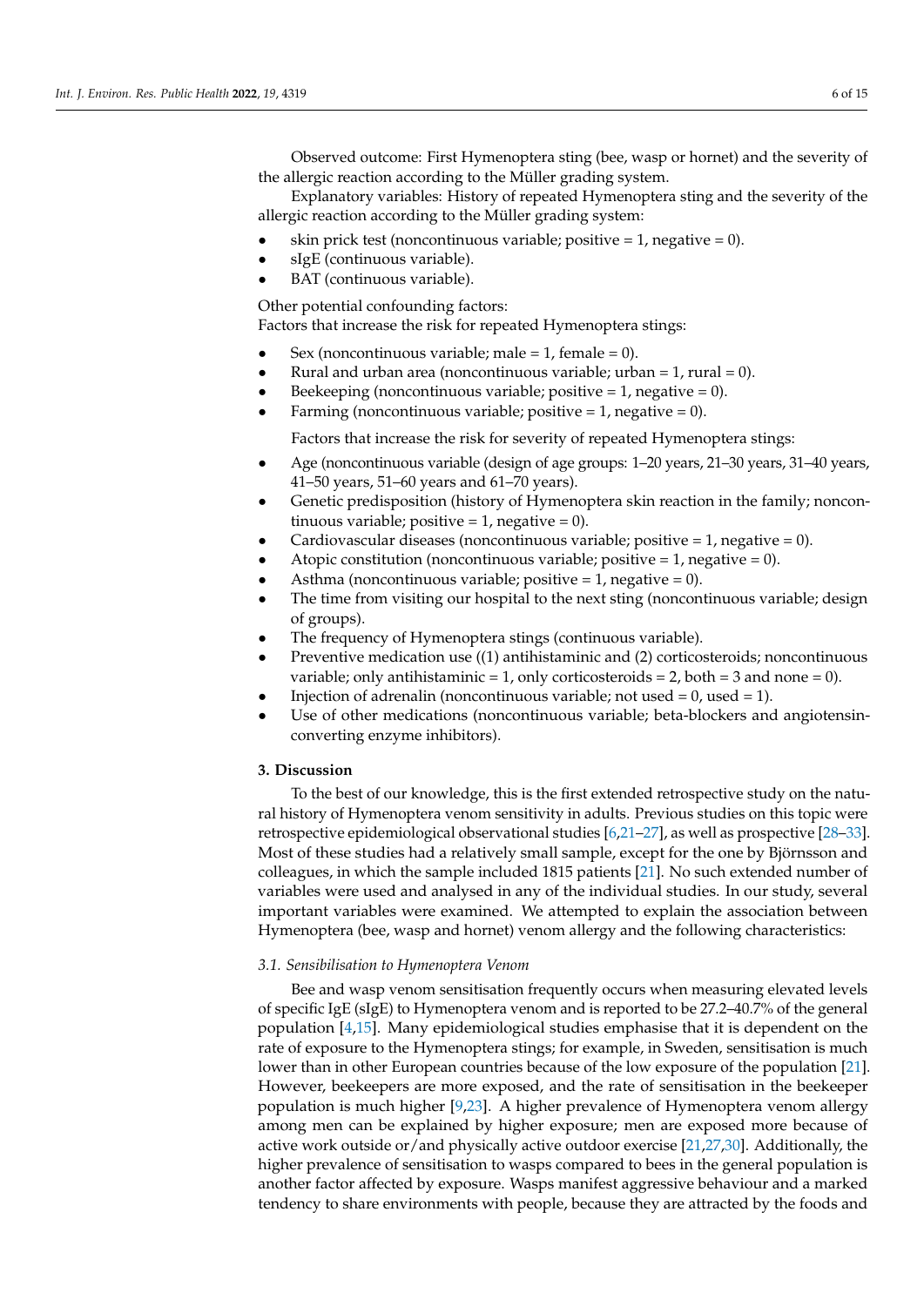Observed outcome: First Hymenoptera sting (bee, wasp or hornet) and the severity of the allergic reaction according to the Müller grading system.

Explanatory variables: History of repeated Hymenoptera sting and the severity of the allergic reaction according to the Müller grading system:

- skin prick test (noncontinuous variable; positive = 1, negative = 0).
- sIgE (continuous variable).
- BAT (continuous variable).

Other potential confounding factors:
Factors that increase the risk for repeated Hymenoptera stings:

- Sex (noncontinuous variable; male = 1, female = 0).
- Rural and urban area (noncontinuous variable; urban = 1, rural = 0).
- Beekeeping (noncontinuous variable; positive = 1, negative = 0).
- Farming (noncontinuous variable; positive = 1, negative = 0).

Factors that increase the risk for severity of repeated Hymenoptera stings:

- Age (noncontinuous variable (design of age groups: 1–20 years, 21–30 years, 31–40 years, 41–50 years, 51–60 years and 61–70 years).
- Genetic predisposition (history of Hymenoptera skin reaction in the family; noncontinuous variable; positive = 1, negative = 0).
- Cardiovascular diseases (noncontinuous variable; positive = 1, negative = 0).
- Atopic constitution (noncontinuous variable; positive = 1, negative = 0).
- Asthma (noncontinuous variable; positive = 1, negative = 0).
- The time from visiting our hospital to the next sting (noncontinuous variable; design of groups).
- The frequency of Hymenoptera stings (continuous variable).
- Preventive medication use ((1) antihistaminic and (2) corticosteroids; noncontinuous variable; only antihistaminic = 1, only corticosteroids = 2, both = 3 and none = 0).
- Injection of adrenalin (noncontinuous variable; not used = 0, used = 1).
- Use of other medications (noncontinuous variable; beta-blockers and angiotensin-converting enzyme inhibitors).

## 3. Discussion

To the best of our knowledge, this is the first extended retrospective study on the natural history of Hymenoptera venom sensitivity in adults. Previous studies on this topic were retrospective epidemiological observational studies [6,21–27], as well as prospective [28–33]. Most of these studies had a relatively small sample, except for the one by Björnsson and colleagues, in which the sample included 1815 patients [21]. No such extended number of variables were used and analysed in any of the individual studies. In our study, several important variables were examined. We attempted to explain the association between Hymenoptera (bee, wasp and hornet) venom allergy and the following characteristics:

### 3.1. Sensibilisation to Hymenoptera Venom

Bee and wasp venom sensitisation frequently occurs when measuring elevated levels of specific IgE (sIgE) to Hymenoptera venom and is reported to be 27.2–40.7% of the general population [4,15]. Many epidemiological studies emphasise that it is dependent on the rate of exposure to the Hymenoptera stings; for example, in Sweden, sensitisation is much lower than in other European countries because of the low exposure of the population [21]. However, beekeepers are more exposed, and the rate of sensitisation in the beekeeper population is much higher [9,23]. A higher prevalence of Hymenoptera venom allergy among men can be explained by higher exposure; men are exposed more because of active work outside or/and physically active outdoor exercise [21,27,30]. Additionally, the higher prevalence of sensitisation to wasps compared to bees in the general population is another factor affected by exposure. Wasps manifest aggressive behaviour and a marked tendency to share environments with people, because they are attracted by the foods and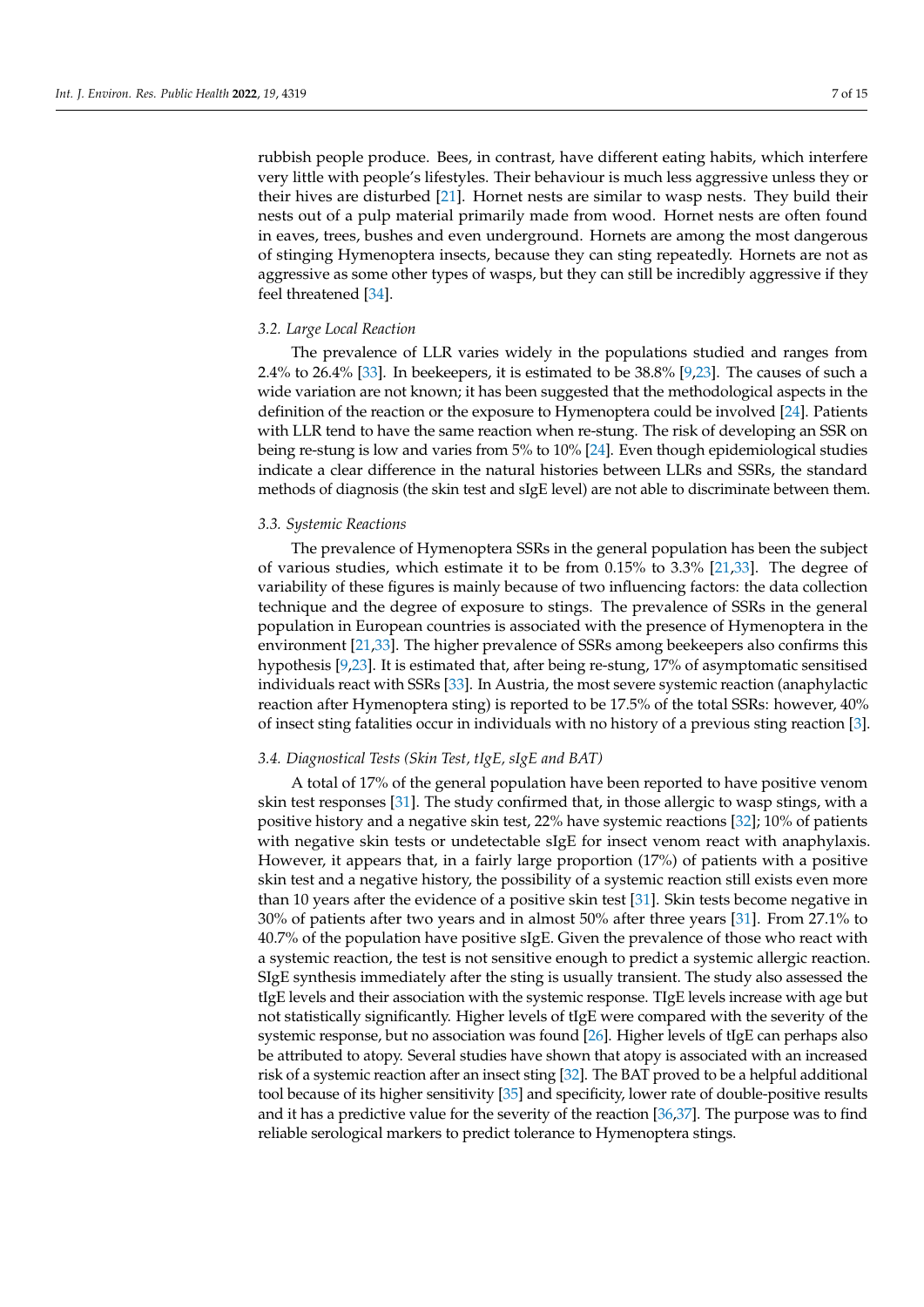rubbish people produce. Bees, in contrast, have different eating habits, which interfere very little with people's lifestyles. Their behaviour is much less aggressive unless they or their hives are disturbed [21]. Hornet nests are similar to wasp nests. They build their nests out of a pulp material primarily made from wood. Hornet nests are often found in eaves, trees, bushes and even underground. Hornets are among the most dangerous of stinging Hymenoptera insects, because they can sting repeatedly. Hornets are not as aggressive as some other types of wasps, but they can still be incredibly aggressive if they feel threatened [34].

### *3.2. Large Local Reaction*

The prevalence of LLR varies widely in the populations studied and ranges from 2.4% to 26.4% [33]. In beekeepers, it is estimated to be 38.8% [9,23]. The causes of such a wide variation are not known; it has been suggested that the methodological aspects in the definition of the reaction or the exposure to Hymenoptera could be involved [24]. Patients with LLR tend to have the same reaction when re-stung. The risk of developing an SSR on being re-stung is low and varies from 5% to 10% [24]. Even though epidemiological studies indicate a clear difference in the natural histories between LLRs and SSRs, the standard methods of diagnosis (the skin test and sIgE level) are not able to discriminate between them.

### *3.3. Systemic Reactions*

The prevalence of Hymenoptera SSRs in the general population has been the subject of various studies, which estimate it to be from 0.15% to 3.3% [21,33]. The degree of variability of these figures is mainly because of two influencing factors: the data collection technique and the degree of exposure to stings. The prevalence of SSRs in the general population in European countries is associated with the presence of Hymenoptera in the environment [21,33]. The higher prevalence of SSRs among beekeepers also confirms this hypothesis [9,23]. It is estimated that, after being re-stung, 17% of asymptomatic sensitised individuals react with SSRs [33]. In Austria, the most severe systemic reaction (anaphylactic reaction after Hymenoptera sting) is reported to be 17.5% of the total SSRs: however, 40% of insect sting fatalities occur in individuals with no history of a previous sting reaction [3].

### *3.4. Diagnostical Tests (Skin Test, tIgE, sIgE and BAT)*

A total of 17% of the general population have been reported to have positive venom skin test responses [31]. The study confirmed that, in those allergic to wasp stings, with a positive history and a negative skin test, 22% have systemic reactions [32]; 10% of patients with negative skin tests or undetectable sIgE for insect venom react with anaphylaxis. However, it appears that, in a fairly large proportion (17%) of patients with a positive skin test and a negative history, the possibility of a systemic reaction still exists even more than 10 years after the evidence of a positive skin test [31]. Skin tests become negative in 30% of patients after two years and in almost 50% after three years [31]. From 27.1% to 40.7% of the population have positive sIgE. Given the prevalence of those who react with a systemic reaction, the test is not sensitive enough to predict a systemic allergic reaction. SIgE synthesis immediately after the sting is usually transient. The study also assessed the tIgE levels and their association with the systemic response. TIgE levels increase with age but not statistically significantly. Higher levels of tIgE were compared with the severity of the systemic response, but no association was found [26]. Higher levels of tIgE can perhaps also be attributed to atopy. Several studies have shown that atopy is associated with an increased risk of a systemic reaction after an insect sting [32]. The BAT proved to be a helpful additional tool because of its higher sensitivity [35] and specificity, lower rate of double-positive results and it has a predictive value for the severity of the reaction [36,37]. The purpose was to find reliable serological markers to predict tolerance to Hymenoptera stings.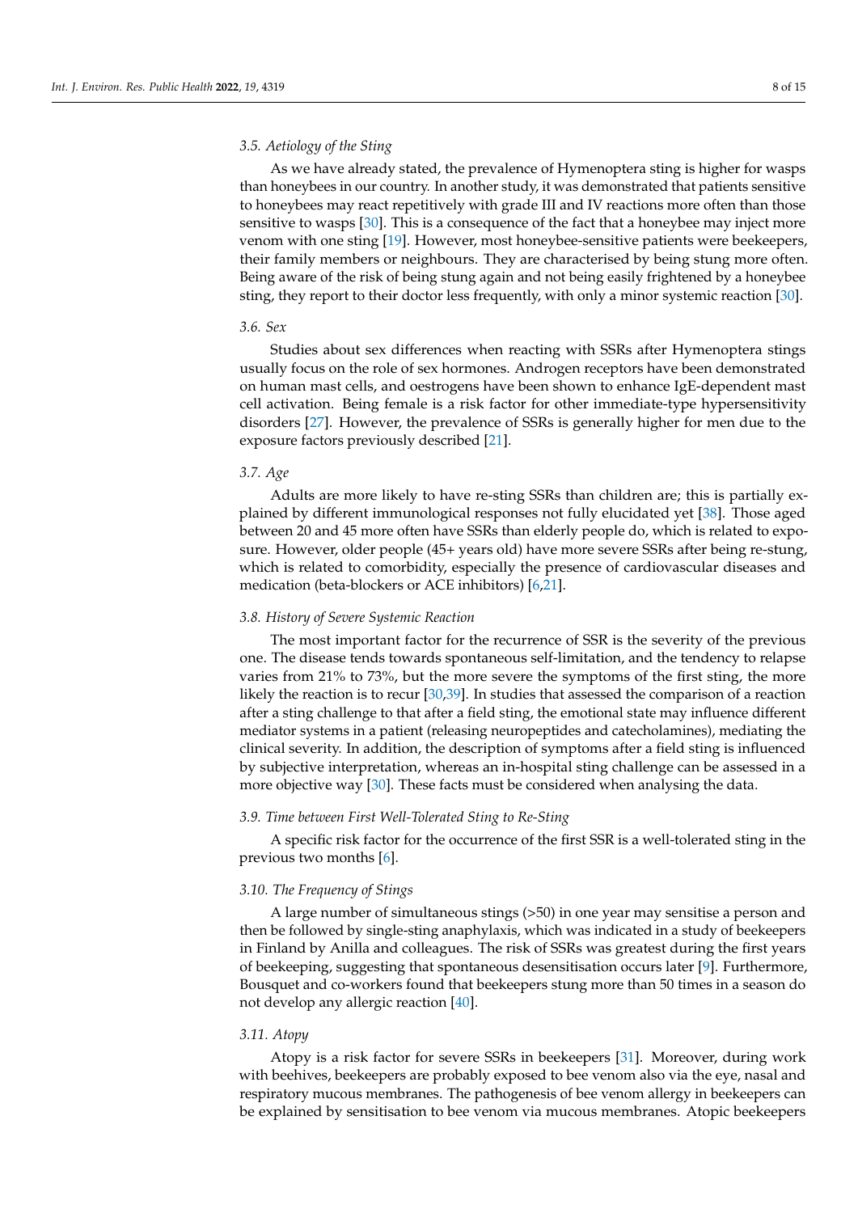### 3.5. Aetiology of the Sting

As we have already stated, the prevalence of Hymenoptera sting is higher for wasps than honeybees in our country. In another study, it was demonstrated that patients sensitive to honeybees may react repetitively with grade III and IV reactions more often than those sensitive to wasps [30]. This is a consequence of the fact that a honeybee may inject more venom with one sting [19]. However, most honeybee-sensitive patients were beekeepers, their family members or neighbours. They are characterised by being stung more often. Being aware of the risk of being stung again and not being easily frightened by a honeybee sting, they report to their doctor less frequently, with only a minor systemic reaction [30].

### 3.6. Sex

Studies about sex differences when reacting with SSRs after Hymenoptera stings usually focus on the role of sex hormones. Androgen receptors have been demonstrated on human mast cells, and oestrogens have been shown to enhance IgE-dependent mast cell activation. Being female is a risk factor for other immediate-type hypersensitivity disorders [27]. However, the prevalence of SSRs is generally higher for men due to the exposure factors previously described [21].

### 3.7. Age

Adults are more likely to have re-sting SSRs than children are; this is partially explained by different immunological responses not fully elucidated yet [38]. Those aged between 20 and 45 more often have SSRs than elderly people do, which is related to exposure. However, older people (45+ years old) have more severe SSRs after being re-stung, which is related to comorbidity, especially the presence of cardiovascular diseases and medication (beta-blockers or ACE inhibitors) [6,21].

### 3.8. History of Severe Systemic Reaction

The most important factor for the recurrence of SSR is the severity of the previous one. The disease tends towards spontaneous self-limitation, and the tendency to relapse varies from 21% to 73%, but the more severe the symptoms of the first sting, the more likely the reaction is to recur [30,39]. In studies that assessed the comparison of a reaction after a sting challenge to that after a field sting, the emotional state may influence different mediator systems in a patient (releasing neuropeptides and catecholamines), mediating the clinical severity. In addition, the description of symptoms after a field sting is influenced by subjective interpretation, whereas an in-hospital sting challenge can be assessed in a more objective way [30]. These facts must be considered when analysing the data.

### 3.9. Time between First Well-Tolerated Sting to Re-Sting

A specific risk factor for the occurrence of the first SSR is a well-tolerated sting in the previous two months [6].

### 3.10. The Frequency of Stings

A large number of simultaneous stings (>50) in one year may sensitise a person and then be followed by single-sting anaphylaxis, which was indicated in a study of beekeepers in Finland by Anilla and colleagues. The risk of SSRs was greatest during the first years of beekeeping, suggesting that spontaneous desensitisation occurs later [9]. Furthermore, Bousquet and co-workers found that beekeepers stung more than 50 times in a season do not develop any allergic reaction [40].

### 3.11. Atopy

Atopy is a risk factor for severe SSRs in beekeepers [31]. Moreover, during work with beehives, beekeepers are probably exposed to bee venom also via the eye, nasal and respiratory mucous membranes. The pathogenesis of bee venom allergy in beekeepers can be explained by sensitisation to bee venom via mucous membranes. Atopic beekeepers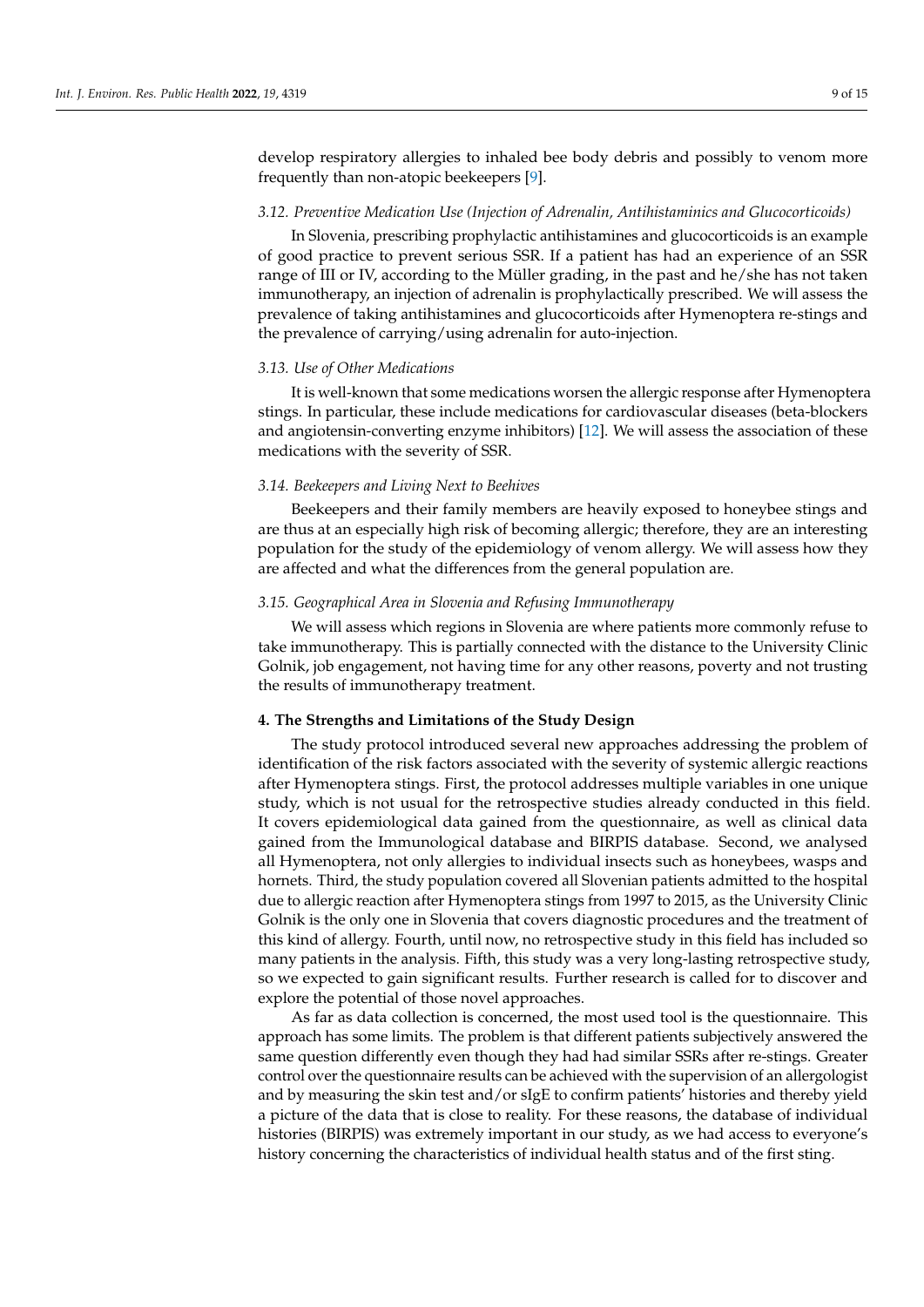develop respiratory allergies to inhaled bee body debris and possibly to venom more frequently than non-atopic beekeepers [9].

### *3.12. Preventive Medication Use (Injection of Adrenalin, Antihistaminics and Glucocorticoids)*

In Slovenia, prescribing prophylactic antihistamines and glucocorticoids is an example of good practice to prevent serious SSR. If a patient has had an experience of an SSR range of III or IV, according to the Müller grading, in the past and he/she has not taken immunotherapy, an injection of adrenalin is prophylactically prescribed. We will assess the prevalence of taking antihistamines and glucocorticoids after Hymenoptera re-stings and the prevalence of carrying/using adrenalin for auto-injection.

### *3.13. Use of Other Medications*

It is well-known that some medications worsen the allergic response after Hymenoptera stings. In particular, these include medications for cardiovascular diseases (beta-blockers and angiotensin-converting enzyme inhibitors) [12]. We will assess the association of these medications with the severity of SSR.

### *3.14. Beekeepers and Living Next to Beehives*

Beekeepers and their family members are heavily exposed to honeybee stings and are thus at an especially high risk of becoming allergic; therefore, they are an interesting population for the study of the epidemiology of venom allergy. We will assess how they are affected and what the differences from the general population are.

### *3.15. Geographical Area in Slovenia and Refusing Immunotherapy*

We will assess which regions in Slovenia are where patients more commonly refuse to take immunotherapy. This is partially connected with the distance to the University Clinic Golnik, job engagement, not having time for any other reasons, poverty and not trusting the results of immunotherapy treatment.

## 4. The Strengths and Limitations of the Study Design

The study protocol introduced several new approaches addressing the problem of identification of the risk factors associated with the severity of systemic allergic reactions after Hymenoptera stings. First, the protocol addresses multiple variables in one unique study, which is not usual for the retrospective studies already conducted in this field. It covers epidemiological data gained from the questionnaire, as well as clinical data gained from the Immunological database and BIRPIS database. Second, we analysed all Hymenoptera, not only allergies to individual insects such as honeybees, wasps and hornets. Third, the study population covered all Slovenian patients admitted to the hospital due to allergic reaction after Hymenoptera stings from 1997 to 2015, as the University Clinic Golnik is the only one in Slovenia that covers diagnostic procedures and the treatment of this kind of allergy. Fourth, until now, no retrospective study in this field has included so many patients in the analysis. Fifth, this study was a very long-lasting retrospective study, so we expected to gain significant results. Further research is called for to discover and explore the potential of those novel approaches.

As far as data collection is concerned, the most used tool is the questionnaire. This approach has some limits. The problem is that different patients subjectively answered the same question differently even though they had had similar SSRs after re-stings. Greater control over the questionnaire results can be achieved with the supervision of an allergologist and by measuring the skin test and/or sIgE to confirm patients' histories and thereby yield a picture of the data that is close to reality. For these reasons, the database of individual histories (BIRPIS) was extremely important in our study, as we had access to everyone's history concerning the characteristics of individual health status and of the first sting.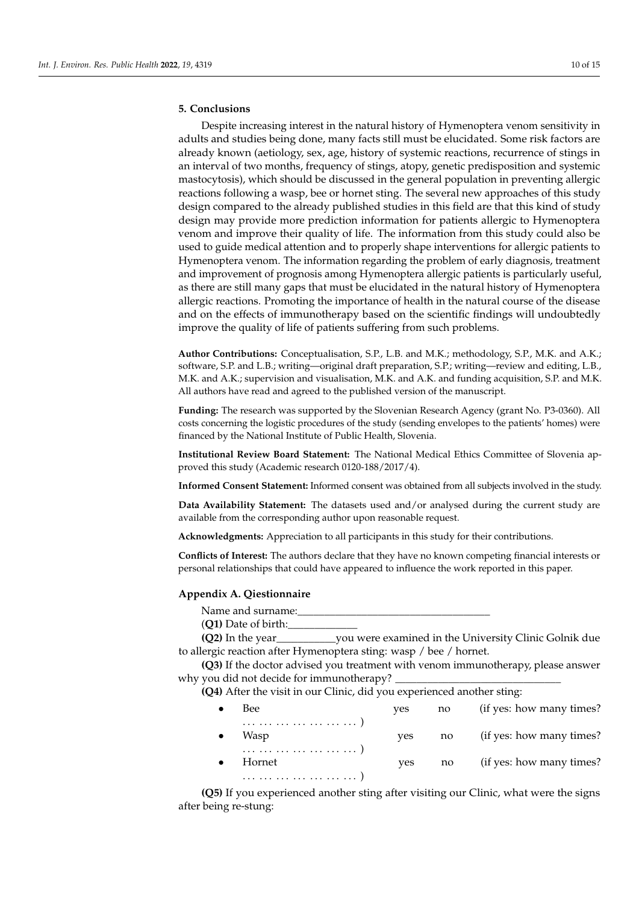## 5. Conclusions

Despite increasing interest in the natural history of Hymenoptera venom sensitivity in adults and studies being done, many facts still must be elucidated. Some risk factors are already known (aetiology, sex, age, history of systemic reactions, recurrence of stings in an interval of two months, frequency of stings, atopy, genetic predisposition and systemic mastocytosis), which should be discussed in the general population in preventing allergic reactions following a wasp, bee or hornet sting. The several new approaches of this study design compared to the already published studies in this field are that this kind of study design may provide more prediction information for patients allergic to Hymenoptera venom and improve their quality of life. The information from this study could also be used to guide medical attention and to properly shape interventions for allergic patients to Hymenoptera venom. The information regarding the problem of early diagnosis, treatment and improvement of prognosis among Hymenoptera allergic patients is particularly useful, as there are still many gaps that must be elucidated in the natural history of Hymenoptera allergic reactions. Promoting the importance of health in the natural course of the disease and on the effects of immunotherapy based on the scientific findings will undoubtedly improve the quality of life of patients suffering from such problems.

**Author Contributions:** Conceptualisation, S.P., L.B. and M.K.; methodology, S.P., M.K. and A.K.; software, S.P. and L.B.; writing—original draft preparation, S.P.; writing—review and editing, L.B., M.K. and A.K.; supervision and visualisation, M.K. and A.K. and funding acquisition, S.P. and M.K. All authors have read and agreed to the published version of the manuscript.

**Funding:** The research was supported by the Slovenian Research Agency (grant No. P3-0360). All costs concerning the logistic procedures of the study (sending envelopes to the patients' homes) were financed by the National Institute of Public Health, Slovenia.

**Institutional Review Board Statement:** The National Medical Ethics Committee of Slovenia approved this study (Academic research 0120-188/2017/4).

**Informed Consent Statement:** Informed consent was obtained from all subjects involved in the study.

**Data Availability Statement:** The datasets used and/or analysed during the current study are available from the corresponding author upon reasonable request.

**Acknowledgments:** Appreciation to all participants in this study for their contributions.

**Conflicts of Interest:** The authors declare that they have no known competing financial interests or personal relationships that could have appeared to influence the work reported in this paper.

## Appendix A. Qiestionnaire

Name and surname:___________________________________

(**Q1)** Date of birth:_____________

**(Q2)** In the year___________you were examined in the University Clinic Golnik due to allergic reaction after Hymenoptera sting: wasp / bee / hornet.

**(Q3)** If the doctor advised you treatment with venom immunotherapy, please answer why you did not decide for immunotherapy? ______________________________

**(Q4)** After the visit in our Clinic, did you experienced another sting:

- Bee yes no (if yes: how many times? … … … … … … … … )
- Wasp yes no (if yes: how many times? … … … … … … … … )
- Hornet yes no (if yes: how many times? … … … … … … … … )

**(Q5)** If you experienced another sting after visiting our Clinic, what were the signs after being re-stung: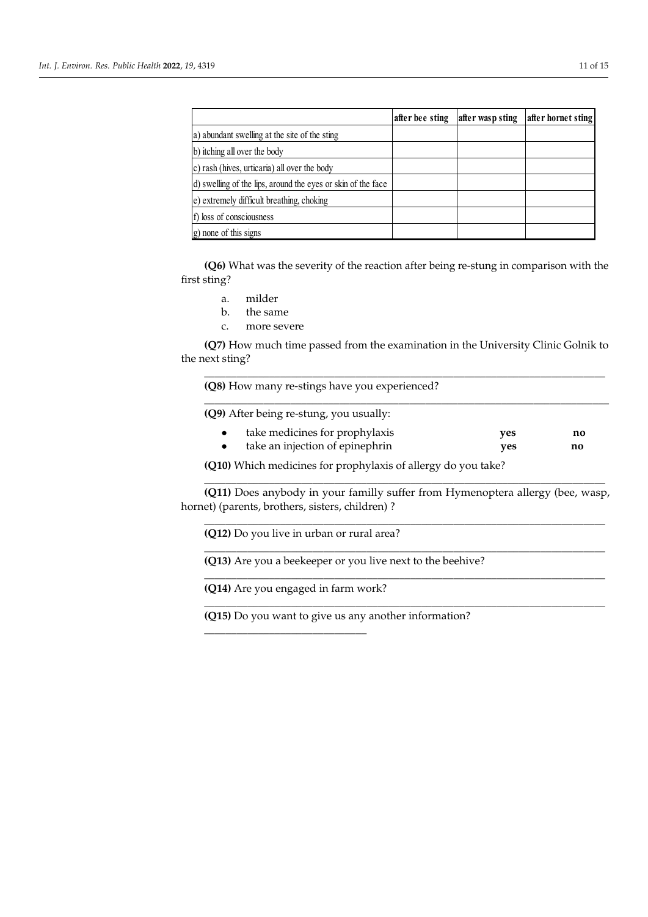| | after bee sting | after wasp sting | after hornet sting |
|---|---|---|---|
| a) abundant swelling at the site of the sting | | | |
| b) itching all over the body | | | |
| c) rash (hives, urticaria) all over the body | | | |
| d) swelling of the lips, around the eyes or skin of the face | | | |
| e) extremely difficult breathing, choking | | | |
| f) loss of consciousness | | | |
| g) none of this signs | | | |

**(Q6)** What was the severity of the reaction after being re-stung in comparison with the first sting?

a. milder
b. the same
c. more severe

**(Q7)** How much time passed from the examination in the University Clinic Golnik to the next sting?

______________________________________________________________________________

**(Q8)** How many re-stings have you experienced?

______________________________________________________________________________

**(Q9)** After being re-stung, you usually:

- take medicines for prophylaxis **yes** **no**
- take an injection of epinephrin **yes** **no**

**(Q10)** Which medicines for prophylaxis of allergy do you take?

______________________________________________________________________________

**(Q11)** Does anybody in your familly suffer from Hymenoptera allergy (bee, wasp, hornet) (parents, brothers, sisters, children) ?

______________________________________________________________________________

**(Q12)** Do you live in urban or rural area?

______________________________________________________________________________

**(Q13)** Are you a beekeeper or you live next to the beehive?

______________________________________________________________________________

**(Q14)** Are you engaged in farm work?

______________________________________________________________________________

**(Q15)** Do you want to give us any another information?

______________________________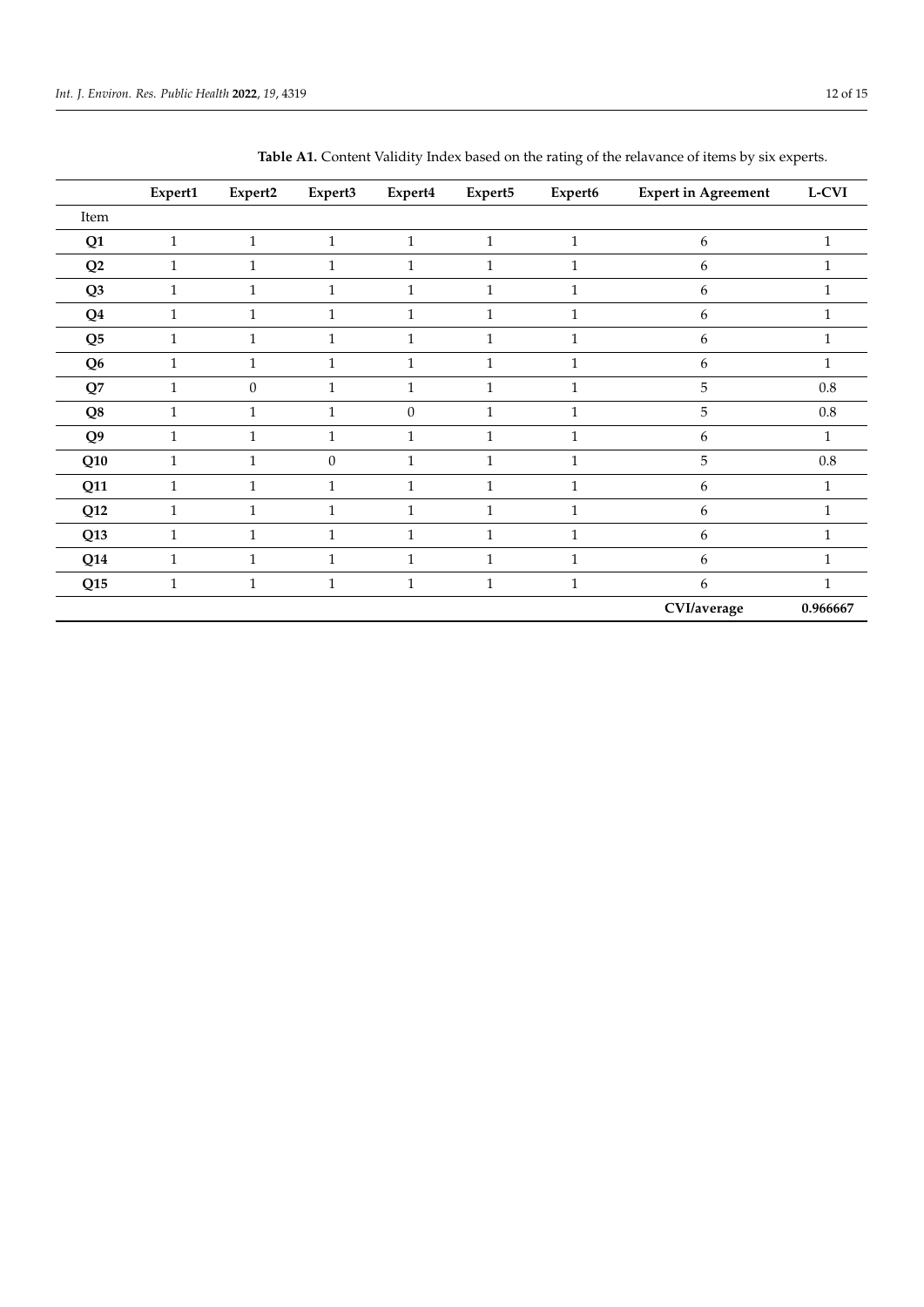**Table A1.** Content Validity Index based on the rating of the relavance of items by six experts.

| | Expert1 | Expert2 | Expert3 | Expert4 | Expert5 | Expert6 | Expert in Agreement | L-CVI |
|---|---|---|---|---|---|---|---|---|
| Item | | | | | | | | |
| **Q1** | 1 | 1 | 1 | 1 | 1 | 1 | 6 | 1 |
| **Q2** | 1 | 1 | 1 | 1 | 1 | 1 | 6 | 1 |
| **Q3** | 1 | 1 | 1 | 1 | 1 | 1 | 6 | 1 |
| **Q4** | 1 | 1 | 1 | 1 | 1 | 1 | 6 | 1 |
| **Q5** | 1 | 1 | 1 | 1 | 1 | 1 | 6 | 1 |
| **Q6** | 1 | 1 | 1 | 1 | 1 | 1 | 6 | 1 |
| **Q7** | 1 | 0 | 1 | 1 | 1 | 1 | 5 | 0.8 |
| **Q8** | 1 | 1 | 1 | 0 | 1 | 1 | 5 | 0.8 |
| **Q9** | 1 | 1 | 1 | 1 | 1 | 1 | 6 | 1 |
| **Q10** | 1 | 1 | 0 | 1 | 1 | 1 | 5 | 0.8 |
| **Q11** | 1 | 1 | 1 | 1 | 1 | 1 | 6 | 1 |
| **Q12** | 1 | 1 | 1 | 1 | 1 | 1 | 6 | 1 |
| **Q13** | 1 | 1 | 1 | 1 | 1 | 1 | 6 | 1 |
| **Q14** | 1 | 1 | 1 | 1 | 1 | 1 | 6 | 1 |
| **Q15** | 1 | 1 | 1 | 1 | 1 | 1 | 6 | 1 |
| | | | | | | | **CVI/average** | **0.966667** |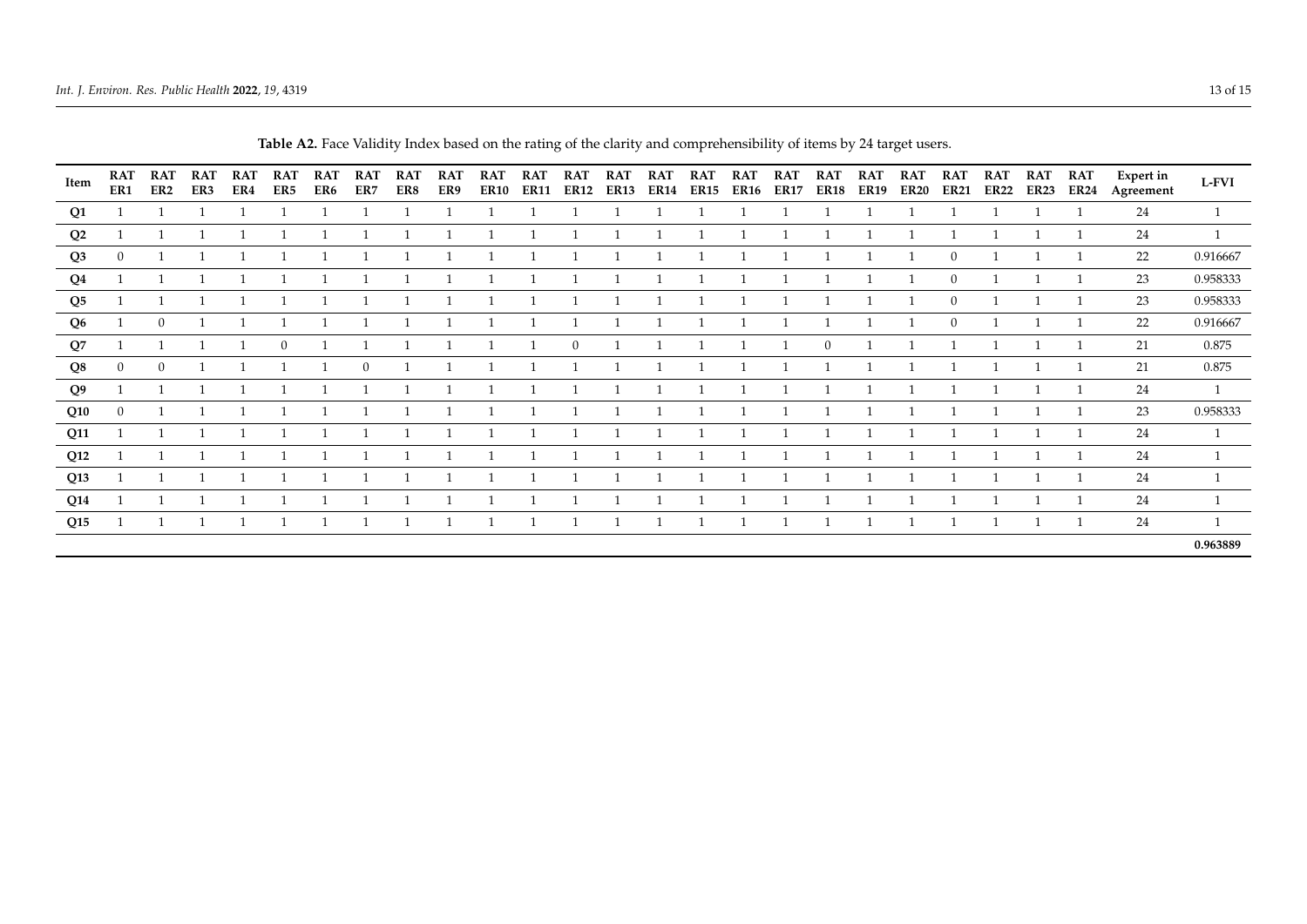**Table A2.** Face Validity Index based on the rating of the clarity and comprehensibility of items by 24 target users.

| Item | RAT ER1 | RAT ER2 | RAT ER3 | RAT ER4 | RAT ER5 | RAT ER6 | RAT ER7 | RAT ER8 | RAT ER9 | RAT ER10 | RAT ER11 | RAT ER12 | RAT ER13 | RAT ER14 | RAT ER15 | RAT ER16 | RAT ER17 | RAT ER18 | RAT ER19 | RAT ER20 | RAT ER21 | RAT ER22 | RAT ER23 | RAT ER24 | Expert in Agreement | L-FVI |
|---|---|---|---|---|---|---|---|---|---|---|---|---|---|---|---|---|---|---|---|---|---|---|---|---|---|---|
| Q1 | 1 | 1 | 1 | 1 | 1 | 1 | 1 | 1 | 1 | 1 | 1 | 1 | 1 | 1 | 1 | 1 | 1 | 1 | 1 | 1 | 1 | 1 | 1 | 1 | 24 | 1 |
| Q2 | 1 | 1 | 1 | 1 | 1 | 1 | 1 | 1 | 1 | 1 | 1 | 1 | 1 | 1 | 1 | 1 | 1 | 1 | 1 | 1 | 1 | 1 | 1 | 1 | 24 | 1 |
| Q3 | 0 | 1 | 1 | 1 | 1 | 1 | 1 | 1 | 1 | 1 | 1 | 1 | 1 | 1 | 1 | 1 | 1 | 1 | 1 | 1 | 0 | 1 | 1 | 1 | 22 | 0.916667 |
| Q4 | 1 | 1 | 1 | 1 | 1 | 1 | 1 | 1 | 1 | 1 | 1 | 1 | 1 | 1 | 1 | 1 | 1 | 1 | 1 | 1 | 0 | 1 | 1 | 1 | 23 | 0.958333 |
| Q5 | 1 | 1 | 1 | 1 | 1 | 1 | 1 | 1 | 1 | 1 | 1 | 1 | 1 | 1 | 1 | 1 | 1 | 1 | 1 | 1 | 0 | 1 | 1 | 1 | 23 | 0.958333 |
| Q6 | 1 | 0 | 1 | 1 | 1 | 1 | 1 | 1 | 1 | 1 | 1 | 1 | 1 | 1 | 1 | 1 | 1 | 1 | 1 | 1 | 0 | 1 | 1 | 1 | 22 | 0.916667 |
| Q7 | 1 | 1 | 1 | 1 | 0 | 1 | 1 | 1 | 1 | 1 | 1 | 0 | 1 | 1 | 1 | 1 | 1 | 0 | 1 | 1 | 1 | 1 | 1 | 1 | 21 | 0.875 |
| Q8 | 0 | 0 | 1 | 1 | 1 | 1 | 0 | 1 | 1 | 1 | 1 | 1 | 1 | 1 | 1 | 1 | 1 | 1 | 1 | 1 | 1 | 1 | 1 | 1 | 21 | 0.875 |
| Q9 | 1 | 1 | 1 | 1 | 1 | 1 | 1 | 1 | 1 | 1 | 1 | 1 | 1 | 1 | 1 | 1 | 1 | 1 | 1 | 1 | 1 | 1 | 1 | 1 | 24 | 1 |
| Q10 | 0 | 1 | 1 | 1 | 1 | 1 | 1 | 1 | 1 | 1 | 1 | 1 | 1 | 1 | 1 | 1 | 1 | 1 | 1 | 1 | 1 | 1 | 1 | 1 | 23 | 0.958333 |
| Q11 | 1 | 1 | 1 | 1 | 1 | 1 | 1 | 1 | 1 | 1 | 1 | 1 | 1 | 1 | 1 | 1 | 1 | 1 | 1 | 1 | 1 | 1 | 1 | 1 | 24 | 1 |
| Q12 | 1 | 1 | 1 | 1 | 1 | 1 | 1 | 1 | 1 | 1 | 1 | 1 | 1 | 1 | 1 | 1 | 1 | 1 | 1 | 1 | 1 | 1 | 1 | 1 | 24 | 1 |
| Q13 | 1 | 1 | 1 | 1 | 1 | 1 | 1 | 1 | 1 | 1 | 1 | 1 | 1 | 1 | 1 | 1 | 1 | 1 | 1 | 1 | 1 | 1 | 1 | 1 | 24 | 1 |
| Q14 | 1 | 1 | 1 | 1 | 1 | 1 | 1 | 1 | 1 | 1 | 1 | 1 | 1 | 1 | 1 | 1 | 1 | 1 | 1 | 1 | 1 | 1 | 1 | 1 | 24 | 1 |
| Q15 | 1 | 1 | 1 | 1 | 1 | 1 | 1 | 1 | 1 | 1 | 1 | 1 | 1 | 1 | 1 | 1 | 1 | 1 | 1 | 1 | 1 | 1 | 1 | 1 | 24 | 1 |
| | | | | | | | | | | | | | | | | | | | | | | | | | | **0.963889** |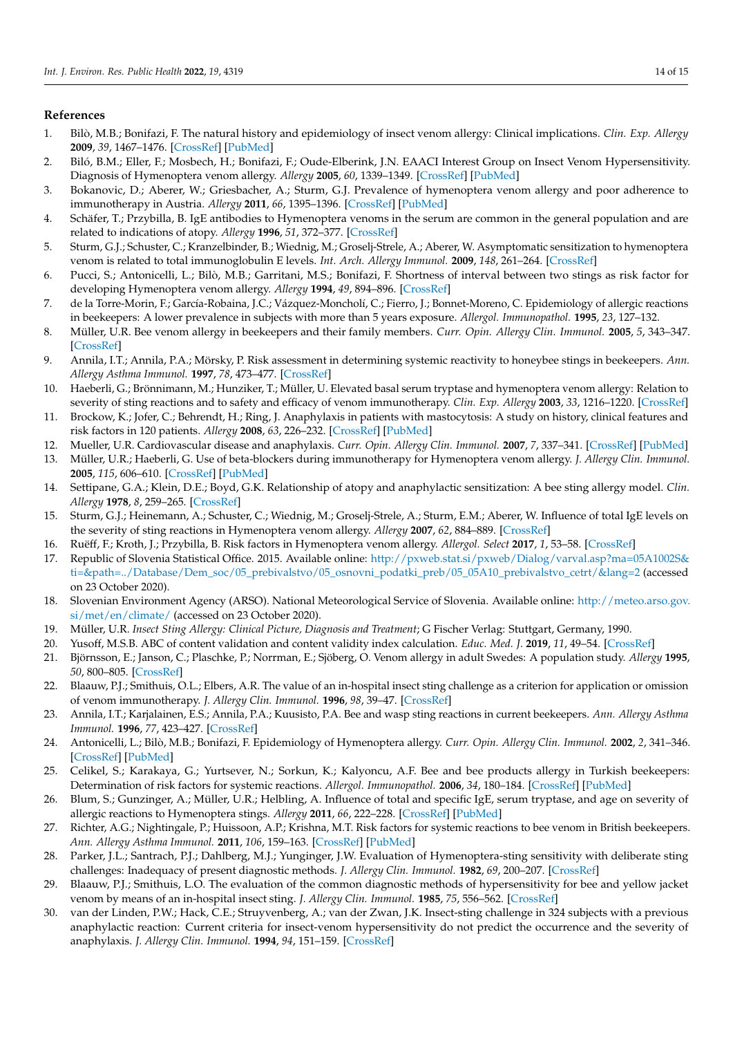## References

1. Bilò, M.B.; Bonifazi, F. The natural history and epidemiology of insect venom allergy: Clinical implications. *Clin. Exp. Allergy* **2009**, *39*, 1467–1476. [CrossRef] [PubMed]
2. Biló, B.M.; Eller, F.; Mosbech, H.; Bonifazi, F.; Oude-Elberink, J.N. EAACI Interest Group on Insect Venom Hypersensitivity. Diagnosis of Hymenoptera venom allergy. *Allergy* **2005**, *60*, 1339–1349. [CrossRef] [PubMed]
3. Bokanovic, D.; Aberer, W.; Griesbacher, A.; Sturm, G.J. Prevalence of hymenoptera venom allergy and poor adherence to immunotherapy in Austria. *Allergy* **2011**, *66*, 1395–1396. [CrossRef] [PubMed]
4. Schäfer, T.; Przybilla, B. IgE antibodies to Hymenoptera venoms in the serum are common in the general population and are related to indications of atopy. *Allergy* **1996**, *51*, 372–377. [CrossRef]
5. Sturm, G.J.; Schuster, C.; Kranzelbinder, B.; Wiednig, M.; Groselj-Strele, A.; Aberer, W. Asymptomatic sensitization to hymenoptera venom is related to total immunoglobulin E levels. *Int. Arch. Allergy Immunol.* **2009**, *148*, 261–264. [CrossRef]
6. Pucci, S.; Antonicelli, L.; Bilò, M.B.; Garritani, M.S.; Bonifazi, F. Shortness of interval between two stings as risk factor for developing Hymenoptera venom allergy. *Allergy* **1994**, *49*, 894–896. [CrossRef]
7. de la Torre-Morin, F.; García-Robaina, J.C.; Vázquez-Moncholí, C.; Fierro, J.; Bonnet-Moreno, C. Epidemiology of allergic reactions in beekeepers: A lower prevalence in subjects with more than 5 years exposure. *Allergol. Immunopathol.* **1995**, *23*, 127–132.
8. Müller, U.R. Bee venom allergy in beekeepers and their family members. *Curr. Opin. Allergy Clin. Immunol.* **2005**, *5*, 343–347. [CrossRef]
9. Annila, I.T.; Annila, P.A.; Mörsky, P. Risk assessment in determining systemic reactivity to honeybee stings in beekeepers. *Ann. Allergy Asthma Immunol.* **1997**, *78*, 473–477. [CrossRef]
10. Haeberli, G.; Brönnimann, M.; Hunziker, T.; Müller, U. Elevated basal serum tryptase and hymenoptera venom allergy: Relation to severity of sting reactions and to safety and efficacy of venom immunotherapy. *Clin. Exp. Allergy* **2003**, *33*, 1216–1220. [CrossRef]
11. Brockow, K.; Jofer, C.; Behrendt, H.; Ring, J. Anaphylaxis in patients with mastocytosis: A study on history, clinical features and risk factors in 120 patients. *Allergy* **2008**, *63*, 226–232. [CrossRef] [PubMed]
12. Mueller, U.R. Cardiovascular disease and anaphylaxis. *Curr. Opin. Allergy Clin. Immunol.* **2007**, *7*, 337–341. [CrossRef] [PubMed]
13. Müller, U.R.; Haeberli, G. Use of beta-blockers during immunotherapy for Hymenoptera venom allergy. *J. Allergy Clin. Immunol.* **2005**, *115*, 606–610. [CrossRef] [PubMed]
14. Settipane, G.A.; Klein, D.E.; Boyd, G.K. Relationship of atopy and anaphylactic sensitization: A bee sting allergy model. *Clin. Allergy* **1978**, *8*, 259–265. [CrossRef]
15. Sturm, G.J.; Heinemann, A.; Schuster, C.; Wiednig, M.; Groselj-Strele, A.; Sturm, E.M.; Aberer, W. Influence of total IgE levels on the severity of sting reactions in Hymenoptera venom allergy. *Allergy* **2007**, *62*, 884–889. [CrossRef]
16. Ruëff, F.; Kroth, J.; Przybilla, B. Risk factors in Hymenoptera venom allergy. *Allergol. Select* **2017**, *1*, 53–58. [CrossRef]
17. Republic of Slovenia Statistical Office. 2015. Available online: http://pxweb.stat.si/pxweb/Dialog/varval.asp?ma=05A1002S&ti=&path=../Database/Dem_soc/05_prebivalstvo/05_osnovni_podatki_preb/05_05A10_prebivalstvo_cetrt/&lang=2 (accessed on 23 October 2020).
18. Slovenian Environment Agency (ARSO). National Meteorological Service of Slovenia. Available online: http://meteo.arso.gov.si/met/en/climate/ (accessed on 23 October 2020).
19. Müller, U.R. *Insect Sting Allergy: Clinical Picture, Diagnosis and Treatment*; G Fischer Verlag: Stuttgart, Germany, 1990.
20. Yusoff, M.S.B. ABC of content validation and content validity index calculation. *Educ. Med. J.* **2019**, *11*, 49–54. [CrossRef]
21. Björnsson, E.; Janson, C.; Plaschke, P.; Norrman, E.; Sjöberg, O. Venom allergy in adult Swedes: A population study. *Allergy* **1995**, *50*, 800–805. [CrossRef]
22. Blaauw, P.J.; Smithuis, O.L.; Elbers, A.R. The value of an in-hospital insect sting challenge as a criterion for application or omission of venom immunotherapy. *J. Allergy Clin. Immunol.* **1996**, *98*, 39–47. [CrossRef]
23. Annila, I.T.; Karjalainen, E.S.; Annila, P.A.; Kuusisto, P.A. Bee and wasp sting reactions in current beekeepers. *Ann. Allergy Asthma Immunol.* **1996**, *77*, 423–427. [CrossRef]
24. Antonicelli, L.; Bilò, M.B.; Bonifazi, F. Epidemiology of Hymenoptera allergy. *Curr. Opin. Allergy Clin. Immunol.* **2002**, *2*, 341–346. [CrossRef] [PubMed]
25. Celikel, S.; Karakaya, G.; Yurtsever, N.; Sorkun, K.; Kalyoncu, A.F. Bee and bee products allergy in Turkish beekeepers: Determination of risk factors for systemic reactions. *Allergol. Immunopathol.* **2006**, *34*, 180–184. [CrossRef] [PubMed]
26. Blum, S.; Gunzinger, A.; Müller, U.R.; Helbling, A. Influence of total and specific IgE, serum tryptase, and age on severity of allergic reactions to Hymenoptera stings. *Allergy* **2011**, *66*, 222–228. [CrossRef] [PubMed]
27. Richter, A.G.; Nightingale, P.; Huissoon, A.P.; Krishna, M.T. Risk factors for systemic reactions to bee venom in British beekeepers. *Ann. Allergy Asthma Immunol.* **2011**, *106*, 159–163. [CrossRef] [PubMed]
28. Parker, J.L.; Santrach, P.J.; Dahlberg, M.J.; Yunginger, J.W. Evaluation of Hymenoptera-sting sensitivity with deliberate sting challenges: Inadequacy of present diagnostic methods. *J. Allergy Clin. Immunol.* **1982**, *69*, 200–207. [CrossRef]
29. Blaauw, P.J.; Smithuis, L.O. The evaluation of the common diagnostic methods of hypersensitivity for bee and yellow jacket venom by means of an in-hospital insect sting. *J. Allergy Clin. Immunol.* **1985**, *75*, 556–562. [CrossRef]
30. van der Linden, P.W.; Hack, C.E.; Struyvenberg, A.; van der Zwan, J.K. Insect-sting challenge in 324 subjects with a previous anaphylactic reaction: Current criteria for insect-venom hypersensitivity do not predict the occurrence and the severity of anaphylaxis. *J. Allergy Clin. Immunol.* **1994**, *94*, 151–159. [CrossRef]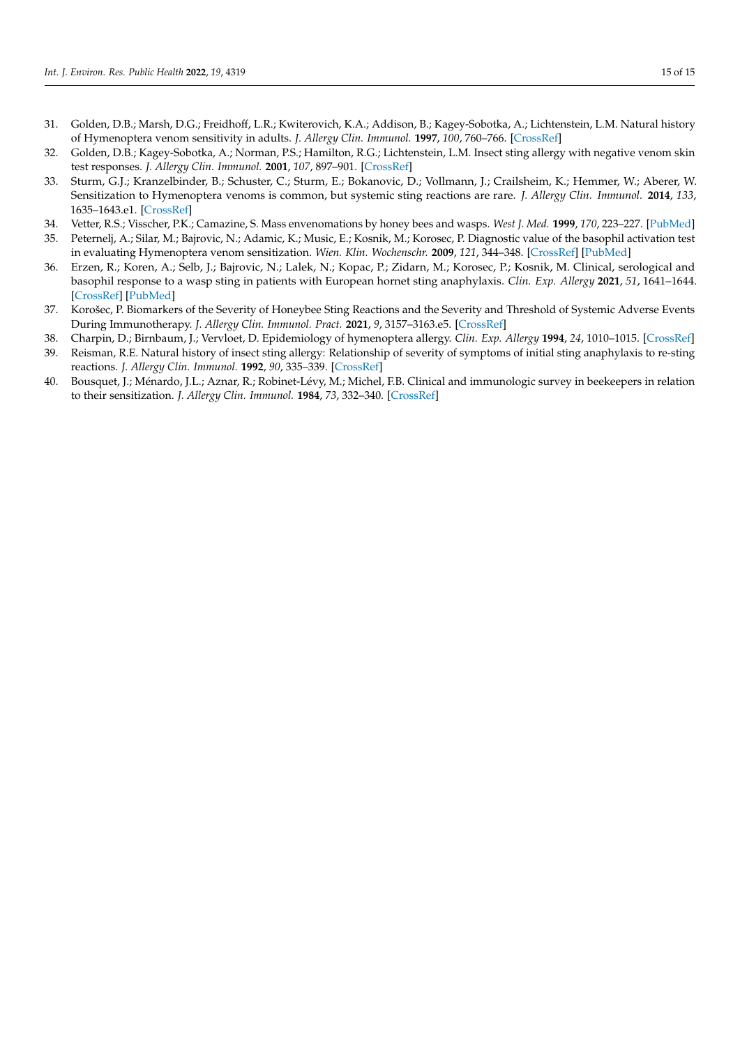31. Golden, D.B.; Marsh, D.G.; Freidhoff, L.R.; Kwiterovich, K.A.; Addison, B.; Kagey-Sobotka, A.; Lichtenstein, L.M. Natural history of Hymenoptera venom sensitivity in adults. *J. Allergy Clin. Immunol.* **1997**, *100*, 760–766. [CrossRef]
32. Golden, D.B.; Kagey-Sobotka, A.; Norman, P.S.; Hamilton, R.G.; Lichtenstein, L.M. Insect sting allergy with negative venom skin test responses. *J. Allergy Clin. Immunol.* **2001**, *107*, 897–901. [CrossRef]
33. Sturm, G.J.; Kranzelbinder, B.; Schuster, C.; Sturm, E.; Bokanovic, D.; Vollmann, J.; Crailsheim, K.; Hemmer, W.; Aberer, W. Sensitization to Hymenoptera venoms is common, but systemic sting reactions are rare. *J. Allergy Clin. Immunol.* **2014**, *133*, 1635–1643.e1. [CrossRef]
34. Vetter, R.S.; Visscher, P.K.; Camazine, S. Mass envenomations by honey bees and wasps. *West J. Med.* **1999**, *170*, 223–227. [PubMed]
35. Peternelj, A.; Silar, M.; Bajrovic, N.; Adamic, K.; Music, E.; Kosnik, M.; Korosec, P. Diagnostic value of the basophil activation test in evaluating Hymenoptera venom sensitization. *Wien. Klin. Wochenschr.* **2009**, *121*, 344–348. [CrossRef] [PubMed]
36. Erzen, R.; Koren, A.; Selb, J.; Bajrovic, N.; Lalek, N.; Kopac, P.; Zidarn, M.; Korosec, P.; Kosnik, M. Clinical, serological and basophil response to a wasp sting in patients with European hornet sting anaphylaxis. *Clin. Exp. Allergy* **2021**, *51*, 1641–1644. [CrossRef] [PubMed]
37. Korošec, P. Biomarkers of the Severity of Honeybee Sting Reactions and the Severity and Threshold of Systemic Adverse Events During Immunotherapy. *J. Allergy Clin. Immunol. Pract.* **2021**, *9*, 3157–3163.e5. [CrossRef]
38. Charpin, D.; Birnbaum, J.; Vervloet, D. Epidemiology of hymenoptera allergy. *Clin. Exp. Allergy* **1994**, *24*, 1010–1015. [CrossRef]
39. Reisman, R.E. Natural history of insect sting allergy: Relationship of severity of symptoms of initial sting anaphylaxis to re-sting reactions. *J. Allergy Clin. Immunol.* **1992**, *90*, 335–339. [CrossRef]
40. Bousquet, J.; Ménardo, J.L.; Aznar, R.; Robinet-Lévy, M.; Michel, F.B. Clinical and immunologic survey in beekeepers in relation to their sensitization. *J. Allergy Clin. Immunol.* **1984**, *73*, 332–340. [CrossRef]